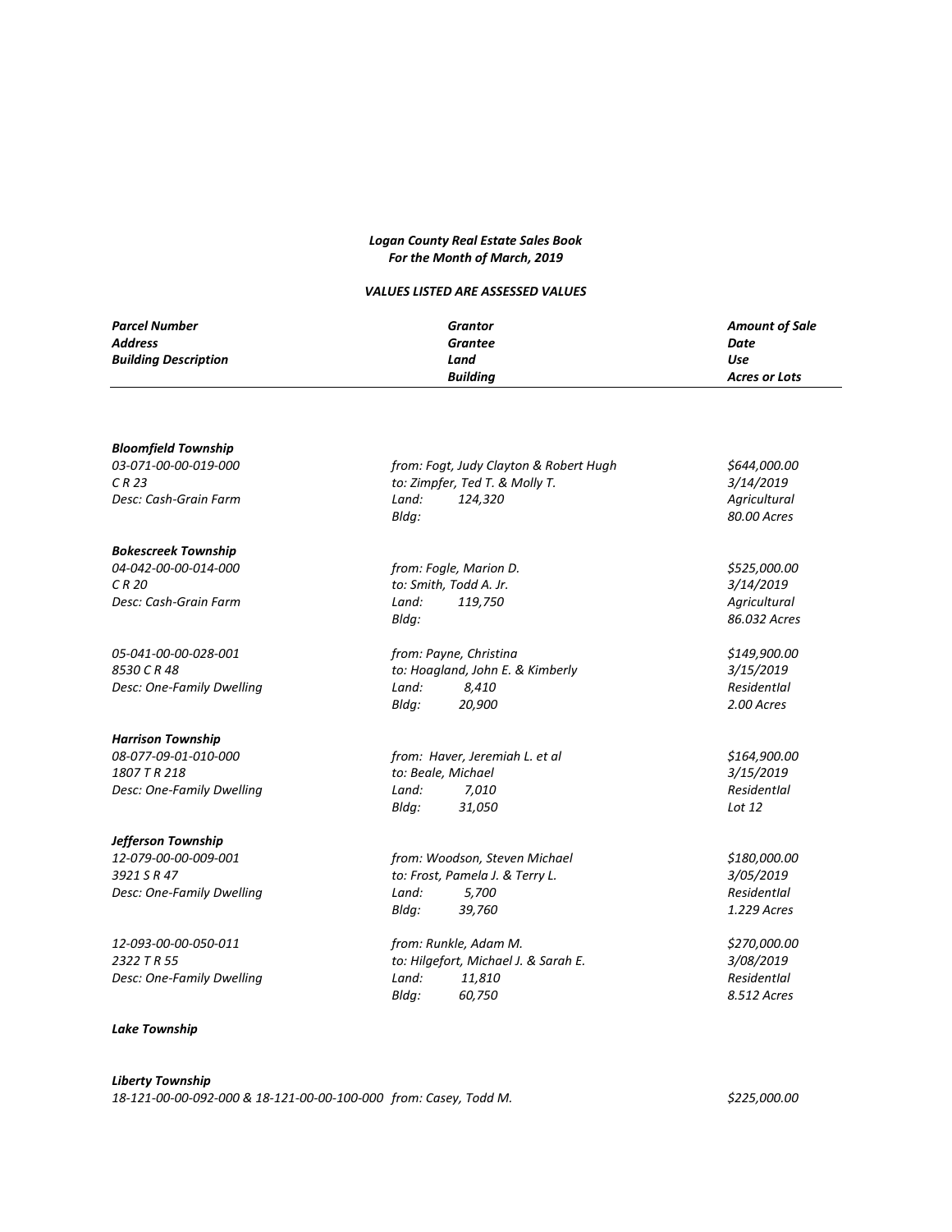***Logan County Real Estate Sales Book***
***For the Month of March, 2019***

***VALUES LISTED ARE ASSESSED VALUES***

| ***Parcel Number*** / ***Address*** / ***Building Description*** | ***Grantor*** / ***Grantee*** / ***Land*** / ***Building*** | ***Amount of Sale*** / ***Date*** / ***Use*** / ***Acres or Lots*** |
|---|---|---|

***Bloomfield Township***

| | | |
|---|---|---|
| *03-071-00-00-019-000* | *from: Fogt, Judy Clayton & Robert Hugh* | *$644,000.00* |
| *C R 23* | *to: Zimpfer, Ted T. & Molly T.* | *3/14/2019* |
| *Desc: Cash-Grain Farm* | *Land: 124,320* | *Agricultural* |
| | *Bldg:* | *80.00 Acres* |

***Bokescreek Township***

| | | |
|---|---|---|
| *04-042-00-00-014-000* | *from: Fogle, Marion D.* | *$525,000.00* |
| *C R 20* | *to: Smith, Todd A. Jr.* | *3/14/2019* |
| *Desc: Cash-Grain Farm* | *Land: 119,750* | *Agricultural* |
| | *Bldg:* | *86.032 Acres* |
| *05-041-00-00-028-001* | *from: Payne, Christina* | *$149,900.00* |
| *8530 C R 48* | *to: Hoagland, John E. & Kimberly* | *3/15/2019* |
| *Desc: One-Family Dwelling* | *Land: 8,410* | *ResidentIal* |
| | *Bldg: 20,900* | *2.00 Acres* |

***Harrison Township***

| | | |
|---|---|---|
| *08-077-09-01-010-000* | *from: Haver, Jeremiah L. et al* | *$164,900.00* |
| *1807 T R 218* | *to: Beale, Michael* | *3/15/2019* |
| *Desc: One-Family Dwelling* | *Land: 7,010* | *ResidentIal* |
| | *Bldg: 31,050* | *Lot 12* |

***Jefferson Township***

| | | |
|---|---|---|
| *12-079-00-00-009-001* | *from: Woodson, Steven Michael* | *$180,000.00* |
| *3921 S R 47* | *to: Frost, Pamela J. & Terry L.* | *3/05/2019* |
| *Desc: One-Family Dwelling* | *Land: 5,700* | *ResidentIal* |
| | *Bldg: 39,760* | *1.229 Acres* |
| *12-093-00-00-050-011* | *from: Runkle, Adam M.* | *$270,000.00* |
| *2322 T R 55* | *to: Hilgefort, Michael J. & Sarah E.* | *3/08/2019* |
| *Desc: One-Family Dwelling* | *Land: 11,810* | *ResidentIal* |
| | *Bldg: 60,750* | *8.512 Acres* |

***Lake Township***

***Liberty Township***

| | | |
|---|---|---|
| *18-121-00-00-092-000 & 18-121-00-00-100-000* | *from: Casey, Todd M.* | *$225,000.00* |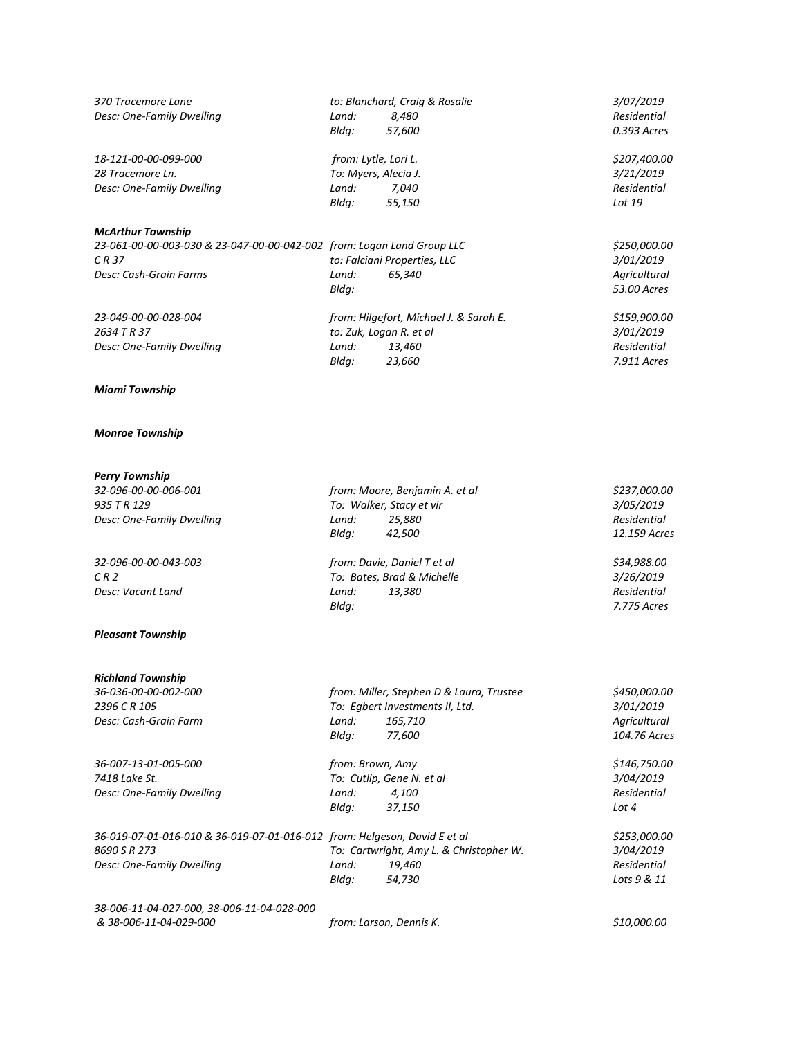*370 Tracemore Lane* | *to: Blanchard, Craig & Rosalie* | *3/07/2019*
*Desc: One-Family Dwelling* | *Land: 8,480* | *Residential*
*Bldg: 57,600* | *0.393 Acres*

*18-121-00-00-099-000* | *from: Lytle, Lori L.* | *$207,400.00*
*28 Tracemore Ln.* | *To: Myers, Alecia J.* | *3/21/2019*
*Desc: One-Family Dwelling* | *Land: 7,040* | *Residential*
*Bldg: 55,150* | *Lot 19*

***McArthur Township***

*23-061-00-00-003-030 & 23-047-00-00-042-002* | *from: Logan Land Group LLC* | *$250,000.00*
*C R 37* | *to: Falciani Properties, LLC* | *3/01/2019*
*Desc: Cash-Grain Farms* | *Land: 65,340* | *Agricultural*
*Bldg:* | *53.00 Acres*

*23-049-00-00-028-004* | *from: Hilgefort, Michael J. & Sarah E.* | *$159,900.00*
*2634 T R 37* | *to: Zuk, Logan R. et al* | *3/01/2019*
*Desc: One-Family Dwelling* | *Land: 13,460* | *Residential*
*Bldg: 23,660* | *7.911 Acres*

***Miami Township***

***Monroe Township***

***Perry Township***

*32-096-00-00-006-001* | *from: Moore, Benjamin A. et al* | *$237,000.00*
*935 T R 129* | *To: Walker, Stacy et vir* | *3/05/2019*
*Desc: One-Family Dwelling* | *Land: 25,880* | *Residential*
*Bldg: 42,500* | *12.159 Acres*

*32-096-00-00-043-003* | *from: Davie, Daniel T et al* | *$34,988.00*
*C R 2* | *To: Bates, Brad & Michelle* | *3/26/2019*
*Desc: Vacant Land* | *Land: 13,380* | *Residential*
*Bldg:* | *7.775 Acres*

***Pleasant Township***

***Richland Township***

*36-036-00-00-002-000* | *from: Miller, Stephen D & Laura, Trustee* | *$450,000.00*
*2396 C R 105* | *To: Egbert Investments II, Ltd.* | *3/01/2019*
*Desc: Cash-Grain Farm* | *Land: 165,710* | *Agricultural*
*Bldg: 77,600* | *104.76 Acres*

*36-007-13-01-005-000* | *from: Brown, Amy* | *$146,750.00*
*7418 Lake St.* | *To: Cutlip, Gene N. et al* | *3/04/2019*
*Desc: One-Family Dwelling* | *Land: 4,100* | *Residential*
*Bldg: 37,150* | *Lot 4*

*36-019-07-01-016-010 & 36-019-07-01-016-012* | *from: Helgeson, David E et al* | *$253,000.00*
*8690 S R 273* | *To: Cartwright, Amy L. & Christopher W.* | *3/04/2019*
*Desc: One-Family Dwelling* | *Land: 19,460* | *Residential*
*Bldg: 54,730* | *Lots 9 & 11*

*38-006-11-04-027-000, 38-006-11-04-028-000*
*& 38-006-11-04-029-000* | *from: Larson, Dennis K.* | *$10,000.00*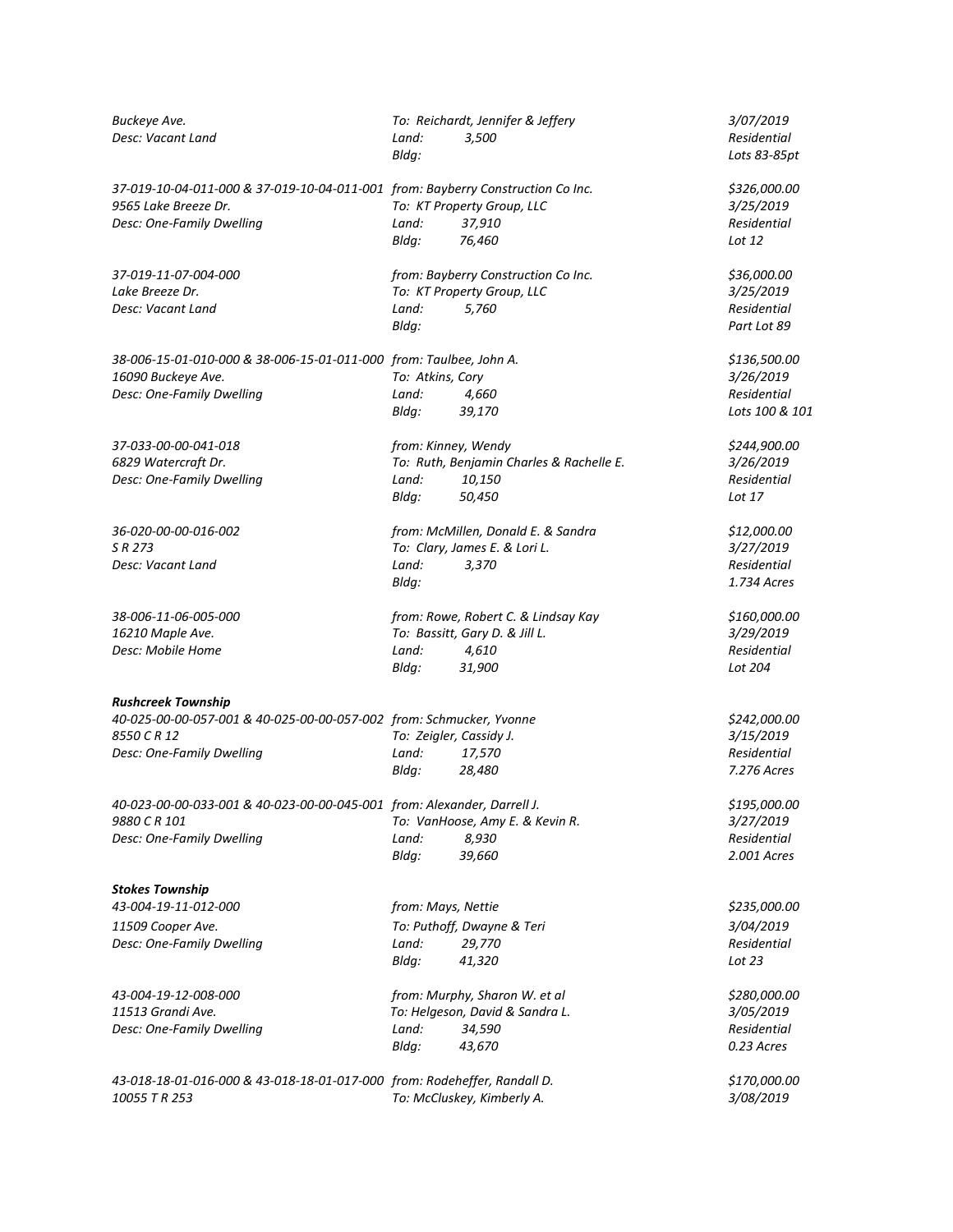*Buckeye Ave.* *To: Reichardt, Jennifer & Jeffery* *3/07/2019*
*Desc: Vacant Land* *Land: 3,500* *Residential*
*Bldg:* *Lots 83-85pt*

*37-019-10-04-011-000 & 37-019-10-04-011-001* *from: Bayberry Construction Co Inc.* *$326,000.00*
*9565 Lake Breeze Dr.* *To: KT Property Group, LLC* *3/25/2019*
*Desc: One-Family Dwelling* *Land: 37,910* *Residential*
*Bldg: 76,460* *Lot 12*

*37-019-11-07-004-000* *from: Bayberry Construction Co Inc.* *$36,000.00*
*Lake Breeze Dr.* *To: KT Property Group, LLC* *3/25/2019*
*Desc: Vacant Land* *Land: 5,760* *Residential*
*Bldg:* *Part Lot 89*

*38-006-15-01-010-000 & 38-006-15-01-011-000* *from: Taulbee, John A.* *$136,500.00*
*16090 Buckeye Ave.* *To: Atkins, Cory* *3/26/2019*
*Desc: One-Family Dwelling* *Land: 4,660* *Residential*
*Bldg: 39,170* *Lots 100 & 101*

*37-033-00-00-041-018* *from: Kinney, Wendy* *$244,900.00*
*6829 Watercraft Dr.* *To: Ruth, Benjamin Charles & Rachelle E.* *3/26/2019*
*Desc: One-Family Dwelling* *Land: 10,150* *Residential*
*Bldg: 50,450* *Lot 17*

*36-020-00-00-016-002* *from: McMillen, Donald E. & Sandra* *$12,000.00*
*S R 273* *To: Clary, James E. & Lori L.* *3/27/2019*
*Desc: Vacant Land* *Land: 3,370* *Residential*
*Bldg:* *1.734 Acres*

*38-006-11-06-005-000* *from: Rowe, Robert C. & Lindsay Kay* *$160,000.00*
*16210 Maple Ave.* *To: Bassitt, Gary D. & Jill L.* *3/29/2019*
*Desc: Mobile Home* *Land: 4,610* *Residential*
*Bldg: 31,900* *Lot 204*

***Rushcreek Township***

*40-025-00-00-057-001 & 40-025-00-00-057-002* *from: Schmucker, Yvonne* *$242,000.00*
*8550 C R 12* *To: Zeigler, Cassidy J.* *3/15/2019*
*Desc: One-Family Dwelling* *Land: 17,570* *Residential*
*Bldg: 28,480* *7.276 Acres*

*40-023-00-00-033-001 & 40-023-00-00-045-001* *from: Alexander, Darrell J.* *$195,000.00*
*9880 C R 101* *To: VanHoose, Amy E. & Kevin R.* *3/27/2019*
*Desc: One-Family Dwelling* *Land: 8,930* *Residential*
*Bldg: 39,660* *2.001 Acres*

***Stokes Township***

*43-004-19-11-012-000* *from: Mays, Nettie* *$235,000.00*
*11509 Cooper Ave.* *To: Puthoff, Dwayne & Teri* *3/04/2019*
*Desc: One-Family Dwelling* *Land: 29,770* *Residential*
*Bldg: 41,320* *Lot 23*

*43-004-19-12-008-000* *from: Murphy, Sharon W. et al* *$280,000.00*
*11513 Grandi Ave.* *To: Helgeson, David & Sandra L.* *3/05/2019*
*Desc: One-Family Dwelling* *Land: 34,590* *Residential*
*Bldg: 43,670* *0.23 Acres*

*43-018-18-01-016-000 & 43-018-18-01-017-000* *from: Rodeheffer, Randall D.* *$170,000.00*
*10055 T R 253* *To: McCluskey, Kimberly A.* *3/08/2019*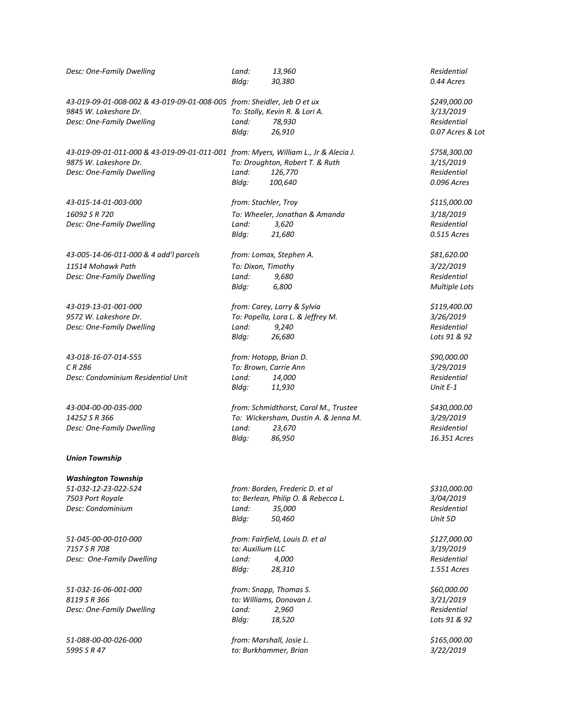| | | |
|---|---|---|
| *Desc: One-Family Dwelling* | *Land: 13,960* | *Residential* |
| | *Bldg: 30,380* | *0.44 Acres* |
| | | |
| *43-019-09-01-008-002 & 43-019-09-01-008-005* | *from: Sheidler, Jeb O et ux* | *$249,000.00* |
| *9845 W. Lakeshore Dr.* | *To: Stolly, Kevin R. & Lori A.* | *3/13/2019* |
| *Desc: One-Family Dwelling* | *Land: 78,930* | *Residential* |
| | *Bldg: 26,910* | *0.07 Acres & Lot* |
| | | |
| *43-019-09-01-011-000 & 43-019-09-01-011-001* | *from: Myers, William L., Jr & Alecia J.* | *$758,300.00* |
| *9875 W. Lakeshore Dr.* | *To: Droughton, Robert T. & Ruth* | *3/15/2019* |
| *Desc: One-Family Dwelling* | *Land: 126,770* | *Residential* |
| | *Bldg: 100,640* | *0.096 Acres* |
| | | |
| *43-015-14-01-003-000* | *from: Stachler, Troy* | *$115,000.00* |
| *16092 S R 720* | *To: Wheeler, Jonathan & Amanda* | *3/18/2019* |
| *Desc: One-Family Dwelling* | *Land: 3,620* | *Residential* |
| | *Bldg: 21,680* | *0.515 Acres* |
| | | |
| *43-005-14-06-011-000 & 4 add'l parcels* | *from: Lomax, Stephen A.* | *$81,620.00* |
| *11514 Mohawk Path* | *To: Dixon, Timothy* | *3/22/2019* |
| *Desc: One-Family Dwelling* | *Land: 9,680* | *Residential* |
| | *Bldg: 6,800* | *Multiple Lots* |
| | | |
| *43-019-13-01-001-000* | *from: Carey, Larry & Sylvia* | *$119,400.00* |
| *9572 W. Lakeshore Dr.* | *To: Popella, Lora L. & Jeffrey M.* | *3/26/2019* |
| *Desc: One-Family Dwelling* | *Land: 9,240* | *Residential* |
| | *Bldg: 26,680* | *Lots 91 & 92* |
| | | |
| *43-018-16-07-014-555* | *from: Hotopp, Brian D.* | *$90,000.00* |
| *C R 286* | *To: Brown, Carrie Ann* | *3/29/2019* |
| *Desc: Condominium Residential Unit* | *Land: 14,000* | *Residential* |
| | *Bldg: 11,930* | *Unit E-1* |
| | | |
| *43-004-00-00-035-000* | *from: Schmidthorst, Carol M., Trustee* | *$430,000.00* |
| *14252 S R 366* | *To: Wickersham, Dustin A. & Jenna M.* | *3/29/2019* |
| *Desc: One-Family Dwelling* | *Land: 23,670* | *Residential* |
| | *Bldg: 86,950* | *16.351 Acres* |

***Union Township***

***Washington Township***

| | | |
|---|---|---|
| *51-032-12-23-022-524* | *from: Borden, Frederic D. et al* | *$310,000.00* |
| *7503 Port Royale* | *to: Berlean, Philip O. & Rebecca L.* | *3/04/2019* |
| *Desc: Condominium* | *Land: 35,000* | *Residential* |
| | *Bldg: 50,460* | *Unit 5D* |
| | | |
| *51-045-00-00-010-000* | *from: Fairfield, Louis D. et al* | *$127,000.00* |
| *7157 S R 708* | *to: Auxilium LLC* | *3/19/2019* |
| *Desc: One-Family Dwelling* | *Land: 4,000* | *Residential* |
| | *Bldg: 28,310* | *1.551 Acres* |
| | | |
| *51-032-16-06-001-000* | *from: Snapp, Thomas S.* | *$60,000.00* |
| *8119 S R 366* | *to: Williams, Donovan J.* | *3/21/2019* |
| *Desc: One-Family Dwelling* | *Land: 2,960* | *Residential* |
| | *Bldg: 18,520* | *Lots 91 & 92* |
| | | |
| *51-088-00-00-026-000* | *from: Marshall, Josie L.* | *$165,000.00* |
| *5995 S R 47* | *to: Burkhammer, Brian* | *3/22/2019* |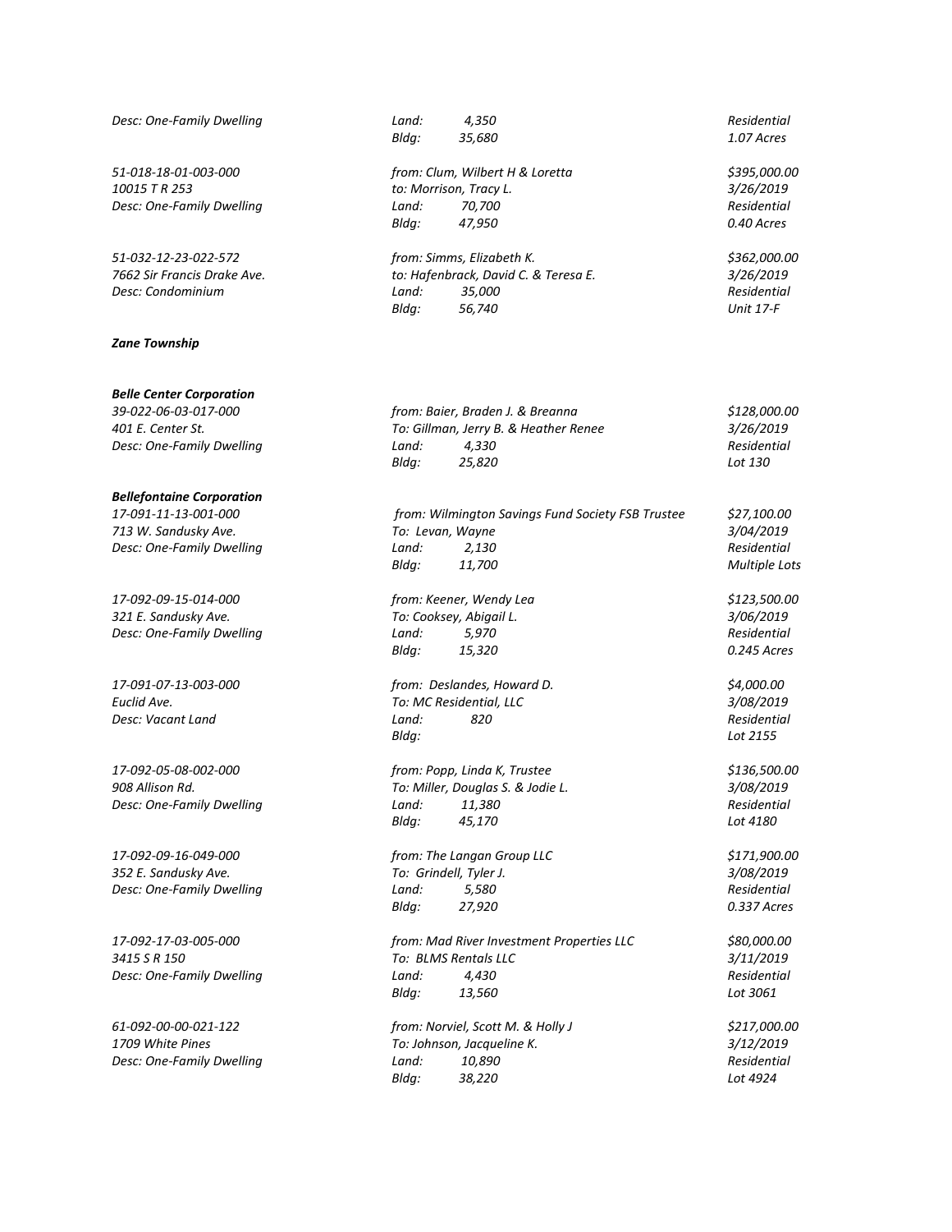*Desc: One-Family Dwelling* *Land: 4,350* *Residential*
*Bldg: 35,680* *1.07 Acres*

*51-018-18-01-003-000* *from: Clum, Wilbert H & Loretta* *$395,000.00*
*10015 T R 253* *to: Morrison, Tracy L.* *3/26/2019*
*Desc: One-Family Dwelling* *Land: 70,700* *Residential*
*Bldg: 47,950* *0.40 Acres*

*51-032-12-23-022-572* *from: Simms, Elizabeth K.* *$362,000.00*
*7662 Sir Francis Drake Ave.* *to: Hafenbrack, David C. & Teresa E.* *3/26/2019*
*Desc: Condominium* *Land: 35,000* *Residential*
*Bldg: 56,740* *Unit 17-F*

***Zane Township***

***Belle Center Corporation***

*39-022-06-03-017-000* *from: Baier, Braden J. & Breanna* *$128,000.00*
*401 E. Center St.* *To: Gillman, Jerry B. & Heather Renee* *3/26/2019*
*Desc: One-Family Dwelling* *Land: 4,330* *Residential*
*Bldg: 25,820* *Lot 130*

***Bellefontaine Corporation***

*17-091-11-13-001-000* *from: Wilmington Savings Fund Society FSB Trustee* *$27,100.00*
*713 W. Sandusky Ave.* *To: Levan, Wayne* *3/04/2019*
*Desc: One-Family Dwelling* *Land: 2,130* *Residential*
*Bldg: 11,700* *Multiple Lots*

*17-092-09-15-014-000* *from: Keener, Wendy Lea* *$123,500.00*
*321 E. Sandusky Ave.* *To: Cooksey, Abigail L.* *3/06/2019*
*Desc: One-Family Dwelling* *Land: 5,970* *Residential*
*Bldg: 15,320* *0.245 Acres*

*17-091-07-13-003-000* *from: Deslandes, Howard D.* *$4,000.00*
*Euclid Ave.* *To: MC Residential, LLC* *3/08/2019*
*Desc: Vacant Land* *Land: 820* *Residential*
*Bldg:* *Lot 2155*

*17-092-05-08-002-000* *from: Popp, Linda K, Trustee* *$136,500.00*
*908 Allison Rd.* *To: Miller, Douglas S. & Jodie L.* *3/08/2019*
*Desc: One-Family Dwelling* *Land: 11,380* *Residential*
*Bldg: 45,170* *Lot 4180*

*17-092-09-16-049-000* *from: The Langan Group LLC* *$171,900.00*
*352 E. Sandusky Ave.* *To: Grindell, Tyler J.* *3/08/2019*
*Desc: One-Family Dwelling* *Land: 5,580* *Residential*
*Bldg: 27,920* *0.337 Acres*

*17-092-17-03-005-000* *from: Mad River Investment Properties LLC* *$80,000.00*
*3415 S R 150* *To: BLMS Rentals LLC* *3/11/2019*
*Desc: One-Family Dwelling* *Land: 4,430* *Residential*
*Bldg: 13,560* *Lot 3061*

*61-092-00-00-021-122* *from: Norviel, Scott M. & Holly J* *$217,000.00*
*1709 White Pines* *To: Johnson, Jacqueline K.* *3/12/2019*
*Desc: One-Family Dwelling* *Land: 10,890* *Residential*
*Bldg: 38,220* *Lot 4924*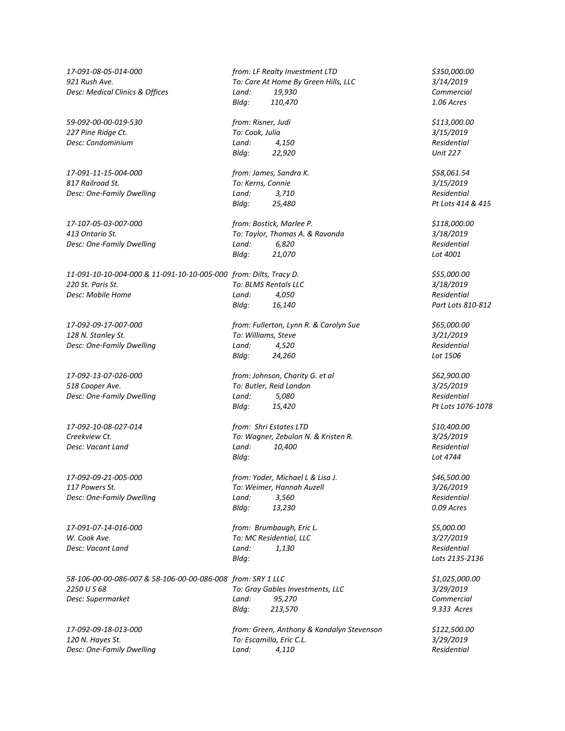*17-091-08-05-014-000* *from: LF Realty Investment LTD* *$350,000.00*
*921 Rush Ave.* *To: Care At Home By Green Hills, LLC* *3/14/2019*
*Desc: Medical Clinics & Offices* *Land: 19,930* *Commercial*
*Bldg: 110,470* *1.06 Acres*

*59-092-00-00-019-530* *from: Risner, Judi* *$113,000.00*
*227 Pine Ridge Ct.* *To: Cook, Julia* *3/15/2019*
*Desc: Condominium* *Land: 4,150* *Residential*
*Bldg: 22,920* *Unit 227*

*17-091-11-15-004-000* *from: James, Sandra K.* *$58,061.54*
*817 Railroad St.* *To: Kerns, Connie* *3/15/2019*
*Desc: One-Family Dwelling* *Land: 3,710* *Residential*
*Bldg: 25,480* *Pt Lots 414 & 415*

*17-107-05-03-007-000* *from: Bostick, Marlee P.* *$118,000.00*
*413 Ontario St.* *To: Taylor, Thomas A. & Ravonda* *3/18/2019*
*Desc: One-Family Dwelling* *Land: 6,820* *Residential*
*Bldg: 21,070* *Lot 4001*

*11-091-10-10-004-000 & 11-091-10-10-005-000* *from: Dilts, Tracy D.* *$55,000.00*
*220 St. Paris St.* *To: BLMS Rentals LLC* *3/18/2019*
*Desc: Mobile Home* *Land: 4,050* *Residential*
*Bldg: 16,140* *Part Lots 810-812*

*17-092-09-17-007-000* *from: Fullerton, Lynn R. & Carolyn Sue* *$65,000.00*
*128 N. Stanley St.* *To: Williams, Steve* *3/21/2019*
*Desc: One-Family Dwelling* *Land: 4,520* *Residential*
*Bldg: 24,260* *Lot 1506*

*17-092-13-07-026-000* *from: Johnson, Charity G. et al* *$62,900.00*
*518 Cooper Ave.* *To: Butler, Reid Landon* *3/25/2019*
*Desc: One-Family Dwelling* *Land: 5,080* *Residential*
*Bldg: 15,420* *Pt Lots 1076-1078*

*17-092-10-08-027-014* *from: Shri Estates LTD* *$10,400.00*
*Creekview Ct.* *To: Wagner, Zebulon N. & Kristen R.* *3/25/2019*
*Desc: Vacant Land* *Land: 10,400* *Residential*
*Bldg:* *Lot 4744*

*17-092-09-21-005-000* *from: Yoder, Michael L & Lisa J.* *$46,500.00*
*117 Powers St.* *To: Weimer, Hannah Auzell* *3/26/2019*
*Desc: One-Family Dwelling* *Land: 3,560* *Residential*
*Bldg: 13,230* *0.09 Acres*

*17-091-07-14-016-000* *from: Brumbaugh, Eric L.* *$5,000.00*
*W. Cook Ave.* *To: MC Residential, LLC* *3/27/2019*
*Desc: Vacant Land* *Land: 1,130* *Residential*
*Bldg:* *Lots 2135-2136*

*58-106-00-00-086-007 & 58-106-00-00-086-008* *from: SRY 1 LLC* *$1,025,000.00*
*2250 U S 68* *To: Gray Gables Investments, LLC* *3/29/2019*
*Desc: Supermarket* *Land: 95,270* *Commercial*
*Bldg: 213,570* *9.333 Acres*

*17-092-09-18-013-000* *from: Green, Anthony & Kandalyn Stevenson* *$122,500.00*
*120 N. Hayes St.* *To: Escamilla, Eric C.L.* *3/29/2019*
*Desc: One-Family Dwelling* *Land: 4,110* *Residential*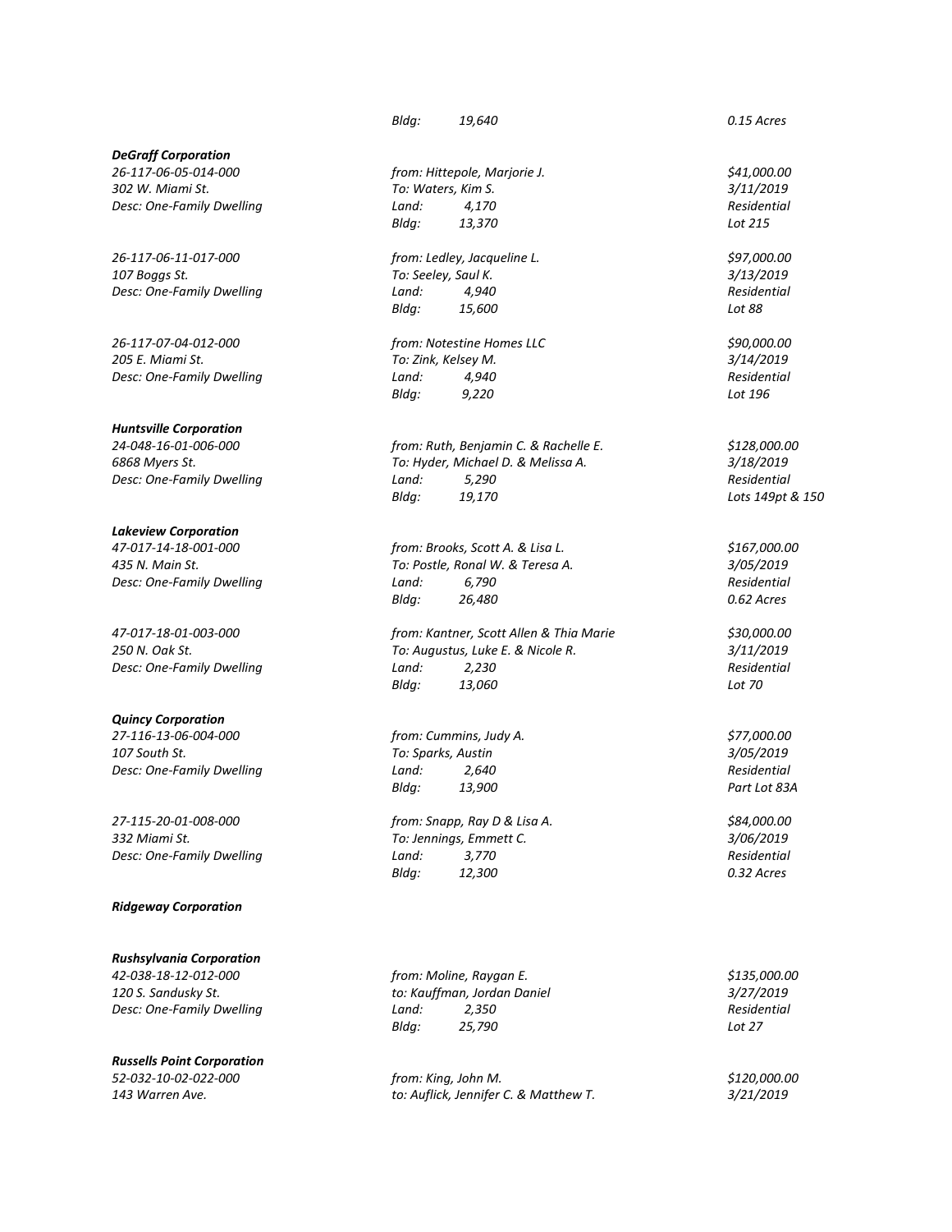*Bldg: 19,640* *0.15 Acres*

***DeGraff Corporation***

*26-117-06-05-014-000* *from: Hittepole, Marjorie J.* *$41,000.00*
*302 W. Miami St.* *To: Waters, Kim S.* *3/11/2019*
*Desc: One-Family Dwelling* *Land: 4,170* *Residential*
*Bldg: 13,370* *Lot 215*

*26-117-06-11-017-000* *from: Ledley, Jacqueline L.* *$97,000.00*
*107 Boggs St.* *To: Seeley, Saul K.* *3/13/2019*
*Desc: One-Family Dwelling* *Land: 4,940* *Residential*
*Bldg: 15,600* *Lot 88*

*26-117-07-04-012-000* *from: Notestine Homes LLC* *$90,000.00*
*205 E. Miami St.* *To: Zink, Kelsey M.* *3/14/2019*
*Desc: One-Family Dwelling* *Land: 4,940* *Residential*
*Bldg: 9,220* *Lot 196*

***Huntsville Corporation***

*24-048-16-01-006-000* *from: Ruth, Benjamin C. & Rachelle E.* *$128,000.00*
*6868 Myers St.* *To: Hyder, Michael D. & Melissa A.* *3/18/2019*
*Desc: One-Family Dwelling* *Land: 5,290* *Residential*
*Bldg: 19,170* *Lots 149pt & 150*

***Lakeview Corporation***

*47-017-14-18-001-000* *from: Brooks, Scott A. & Lisa L.* *$167,000.00*
*435 N. Main St.* *To: Postle, Ronal W. & Teresa A.* *3/05/2019*
*Desc: One-Family Dwelling* *Land: 6,790* *Residential*
*Bldg: 26,480* *0.62 Acres*

*47-017-18-01-003-000* *from: Kantner, Scott Allen & Thia Marie* *$30,000.00*
*250 N. Oak St.* *To: Augustus, Luke E. & Nicole R.* *3/11/2019*
*Desc: One-Family Dwelling* *Land: 2,230* *Residential*
*Bldg: 13,060* *Lot 70*

***Quincy Corporation***

*27-116-13-06-004-000* *from: Cummins, Judy A.* *$77,000.00*
*107 South St.* *To: Sparks, Austin* *3/05/2019*
*Desc: One-Family Dwelling* *Land: 2,640* *Residential*
*Bldg: 13,900* *Part Lot 83A*

*27-115-20-01-008-000* *from: Snapp, Ray D & Lisa A.* *$84,000.00*
*332 Miami St.* *To: Jennings, Emmett C.* *3/06/2019*
*Desc: One-Family Dwelling* *Land: 3,770* *Residential*
*Bldg: 12,300* *0.32 Acres*

***Ridgeway Corporation***

***Rushsylvania Corporation***

*42-038-18-12-012-000* *from: Moline, Raygan E.* *$135,000.00*
*120 S. Sandusky St.* *to: Kauffman, Jordan Daniel* *3/27/2019*
*Desc: One-Family Dwelling* *Land: 2,350* *Residential*
*Bldg: 25,790* *Lot 27*

***Russells Point Corporation***

*52-032-10-02-022-000* *from: King, John M.* *$120,000.00*
*143 Warren Ave.* *to: Auflick, Jennifer C. & Matthew T.* *3/21/2019*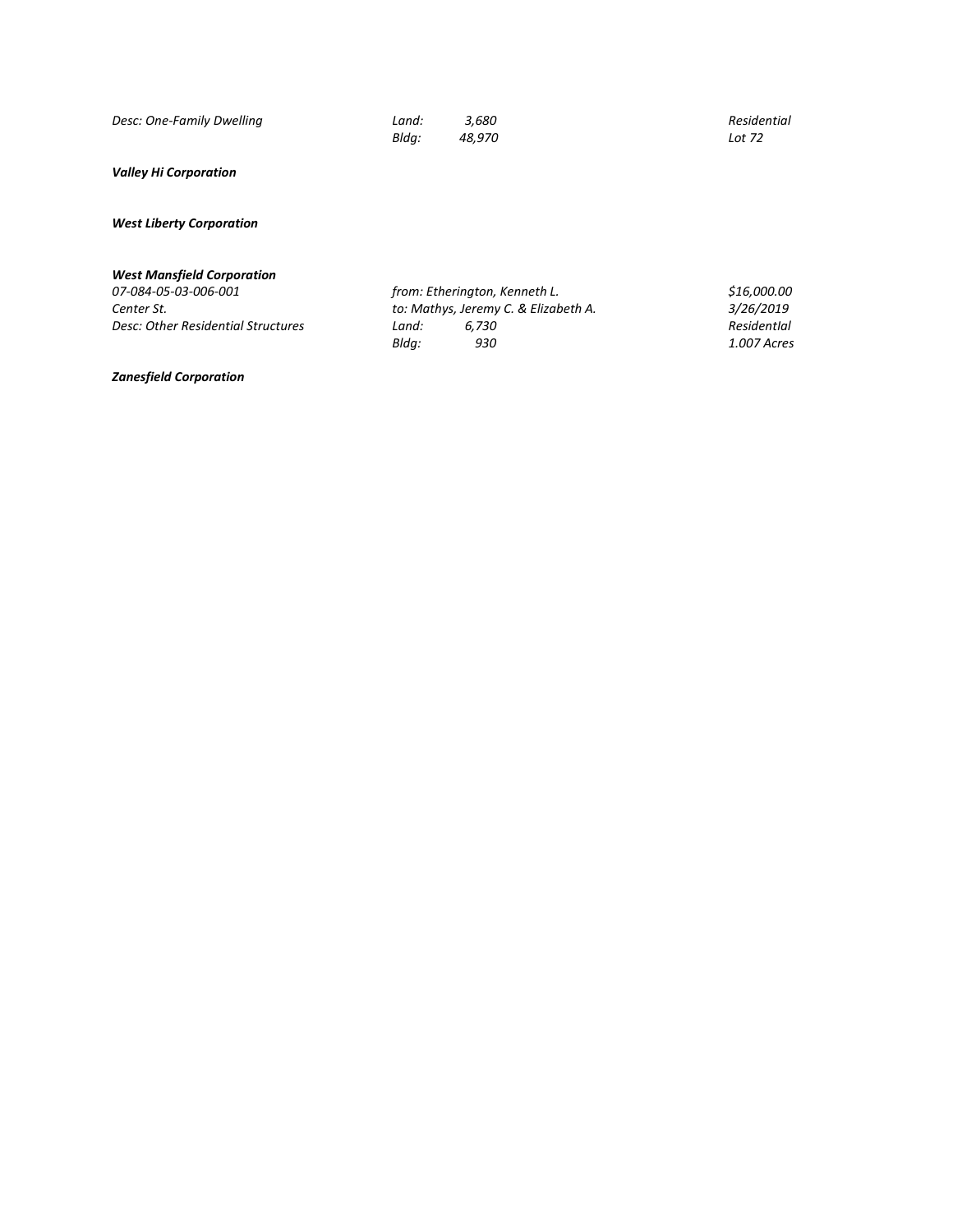| | | |
|---|---|---|
| *Desc: One-Family Dwelling* | *Land: 3,680* | *Residential* |
| | *Bldg: 48,970* | *Lot 72* |

***Valley Hi Corporation***

***West Liberty Corporation***

***West Mansfield Corporation***

| | | |
|---|---|---|
| *07-084-05-03-006-001* | *from: Etherington, Kenneth L.* | *$16,000.00* |
| *Center St.* | *to: Mathys, Jeremy C. & Elizabeth A.* | *3/26/2019* |
| *Desc: Other Residential Structures* | *Land: 6,730* | *Residential* |
| | *Bldg: 930* | *1.007 Acres* |

***Zanesfield Corporation***